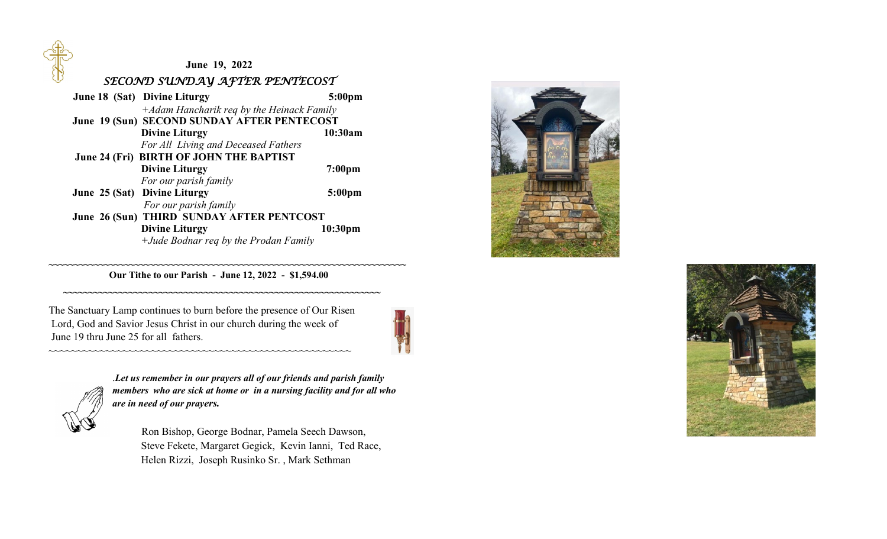**June 19, 2022**

*SECOND SUNDAY AFTER PENTECOST*

**June 18 (Sat) Divine Liturgy 5:00pm**
*+Adam Hancharik req by the Heinack Family*

**June 19 (Sun) SECOND SUNDAY AFTER PENTECOST**
**Divine Liturgy 10:30am**
*For All Living and Deceased Fathers*

**June 24 (Fri) BIRTH OF JOHN THE BAPTIST**
**Divine Liturgy 7:00pm**
*For our parish family*

**June 25 (Sat) Divine Liturgy 5:00pm**
*For our parish family*

**June 26 (Sun) THIRD SUNDAY AFTER PENTCOST**
**Divine Liturgy 10:30pm**
*+Jude Bodnar req by the Prodan Family*

~~~~~~~~~~~~~~~~~~~~~~~~~~~~~~~~~~~~~~~~~~~~

**Our Tithe to our Parish - June 12, 2022 - $1,594.00**

~~~~~~~~~~~~~~~~~~~~~~~~~~~~~~~~~~~~~~~~~~~~

The Sanctuary Lamp continues to burn before the presence of Our Risen Lord, God and Savior Jesus Christ in our church during the week of June 19 thru June 25 for all fathers.

~~~~~~~~~~~~~~~~~~~~~~~~~~~~~~~~~~~~~~~~~~~~

***.Let us remember in our prayers all of our friends and parish family members who are sick at home or in a nursing facility and for all who are in need of our prayers.***

Ron Bishop, George Bodnar, Pamela Seech Dawson, Steve Fekete, Margaret Gegick, Kevin Ianni, Ted Race, Helen Rizzi, Joseph Rusinko Sr. , Mark Sethman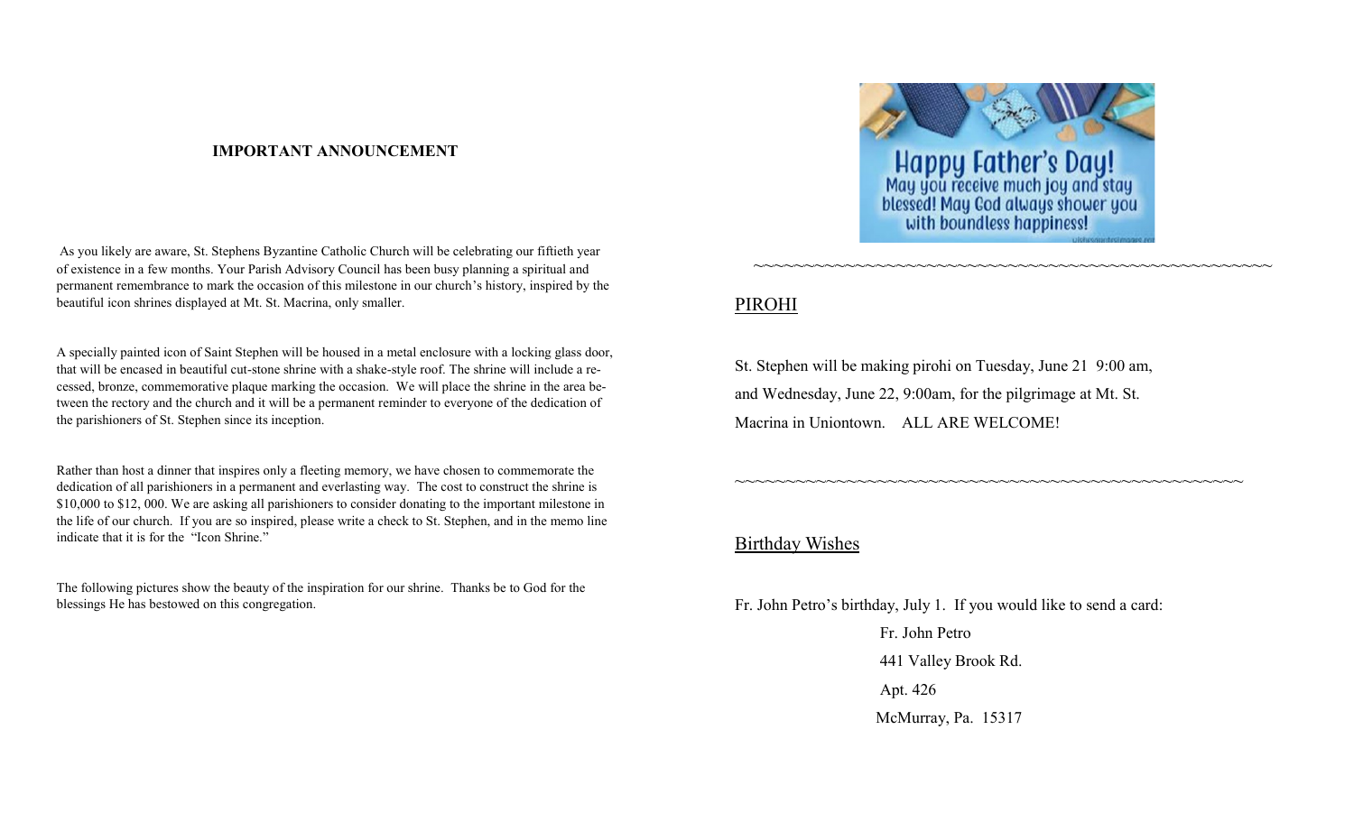**IMPORTANT ANNOUNCEMENT**

As you likely are aware, St. Stephens Byzantine Catholic Church will be celebrating our fiftieth year of existence in a few months. Your Parish Advisory Council has been busy planning a spiritual and permanent remembrance to mark the occasion of this milestone in our church's history, inspired by the beautiful icon shrines displayed at Mt. St. Macrina, only smaller.

A specially painted icon of Saint Stephen will be housed in a metal enclosure with a locking glass door, that will be encased in beautiful cut-stone shrine with a shake-style roof. The shrine will include a recessed, bronze, commemorative plaque marking the occasion. We will place the shrine in the area between the rectory and the church and it will be a permanent reminder to everyone of the dedication of the parishioners of St. Stephen since its inception.

Rather than host a dinner that inspires only a fleeting memory, we have chosen to commemorate the dedication of all parishioners in a permanent and everlasting way. The cost to construct the shrine is $10,000 to $12, 000. We are asking all parishioners to consider donating to the important milestone in the life of our church. If you are so inspired, please write a check to St. Stephen, and in the memo line indicate that it is for the "Icon Shrine."

The following pictures show the beauty of the inspiration for our shrine. Thanks be to God for the blessings He has bestowed on this congregation.

Happy Father's Day!
May you receive much joy and stay blessed! May God always shower you with boundless happiness!

~~~~~~~~~~~~~~~~~~~~~~~~~~~~~~~~~~~~~~~~~~~~~~~~~~~~~~~~~~~

## PIROHI

St. Stephen will be making pirohi on Tuesday, June 21 9:00 am, and Wednesday, June 22, 9:00am, for the pilgrimage at Mt. St. Macrina in Uniontown. ALL ARE WELCOME!

~~~~~~~~~~~~~~~~~~~~~~~~~~~~~~~~~~~~~~~~~~~~~~~~~~~~~~~~~~~

## Birthday Wishes

Fr. John Petro's birthday, July 1. If you would like to send a card:

Fr. John Petro
441 Valley Brook Rd.
Apt. 426
McMurray, Pa. 15317